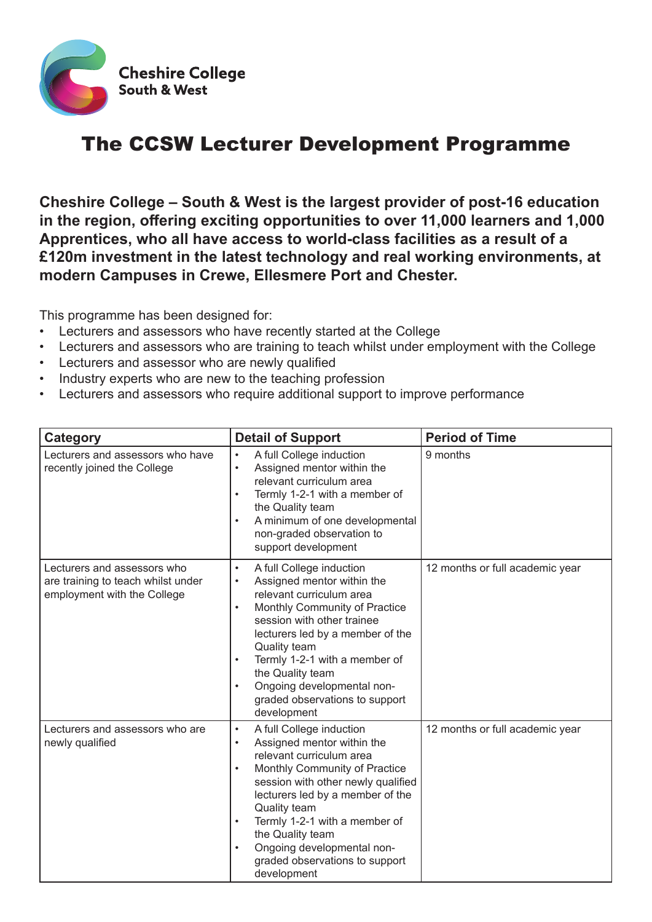Cheshire College
South & West

# The CCSW Lecturer Development Programme

**Cheshire College – South & West is the largest provider of post-16 education in the region, offering exciting opportunities to over 11,000 learners and 1,000 Apprentices, who all have access to world-class facilities as a result of a £120m investment in the latest technology and real working environments, at modern Campuses in Crewe, Ellesmere Port and Chester.**

This programme has been designed for:

- Lecturers and assessors who have recently started at the College
- Lecturers and assessors who are training to teach whilst under employment with the College
- Lecturers and assessor who are newly qualified
- Industry experts who are new to the teaching profession
- Lecturers and assessors who require additional support to improve performance

| Category | Detail of Support | Period of Time |
|---|---|---|
| Lecturers and assessors who have recently joined the College | • A full College induction<br>• Assigned mentor within the relevant curriculum area<br>• Termly 1-2-1 with a member of the Quality team<br>• A minimum of one developmental non-graded observation to support development | 9 months |
| Lecturers and assessors who are training to teach whilst under employment with the College | • A full College induction<br>• Assigned mentor within the relevant curriculum area<br>• Monthly Community of Practice session with other trainee lecturers led by a member of the Quality team<br>• Termly 1-2-1 with a member of the Quality team<br>• Ongoing developmental non-graded observations to support development | 12 months or full academic year |
| Lecturers and assessors who are newly qualified | • A full College induction<br>• Assigned mentor within the relevant curriculum area<br>• Monthly Community of Practice session with other newly qualified lecturers led by a member of the Quality team<br>• Termly 1-2-1 with a member of the Quality team<br>• Ongoing developmental non-graded observations to support development | 12 months or full academic year |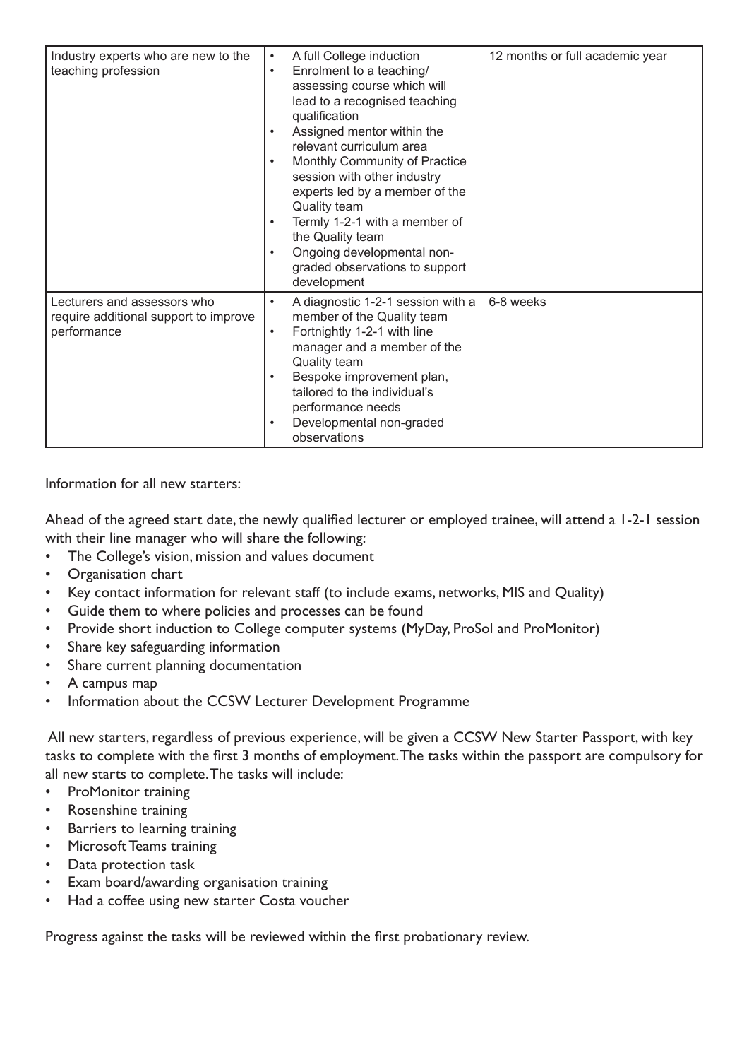| | | |
|---|---|---|
| Industry experts who are new to the teaching profession | • A full College induction<br>• Enrolment to a teaching/assessing course which will lead to a recognised teaching qualification<br>• Assigned mentor within the relevant curriculum area<br>• Monthly Community of Practice session with other industry experts led by a member of the Quality team<br>• Termly 1-2-1 with a member of the Quality team<br>• Ongoing developmental non-graded observations to support development | 12 months or full academic year |
| Lecturers and assessors who require additional support to improve performance | • A diagnostic 1-2-1 session with a member of the Quality team<br>• Fortnightly 1-2-1 with line manager and a member of the Quality team<br>• Bespoke improvement plan, tailored to the individual's performance needs<br>• Developmental non-graded observations | 6-8 weeks |

Information for all new starters:

Ahead of the agreed start date, the newly qualified lecturer or employed trainee, will attend a 1-2-1 session with their line manager who will share the following:

- The College's vision, mission and values document
- Organisation chart
- Key contact information for relevant staff (to include exams, networks, MIS and Quality)
- Guide them to where policies and processes can be found
- Provide short induction to College computer systems (MyDay, ProSol and ProMonitor)
- Share key safeguarding information
- Share current planning documentation
- A campus map
- Information about the CCSW Lecturer Development Programme

All new starters, regardless of previous experience, will be given a CCSW New Starter Passport, with key tasks to complete with the first 3 months of employment. The tasks within the passport are compulsory for all new starts to complete. The tasks will include:

- ProMonitor training
- Rosenshine training
- Barriers to learning training
- Microsoft Teams training
- Data protection task
- Exam board/awarding organisation training
- Had a coffee using new starter Costa voucher

Progress against the tasks will be reviewed within the first probationary review.